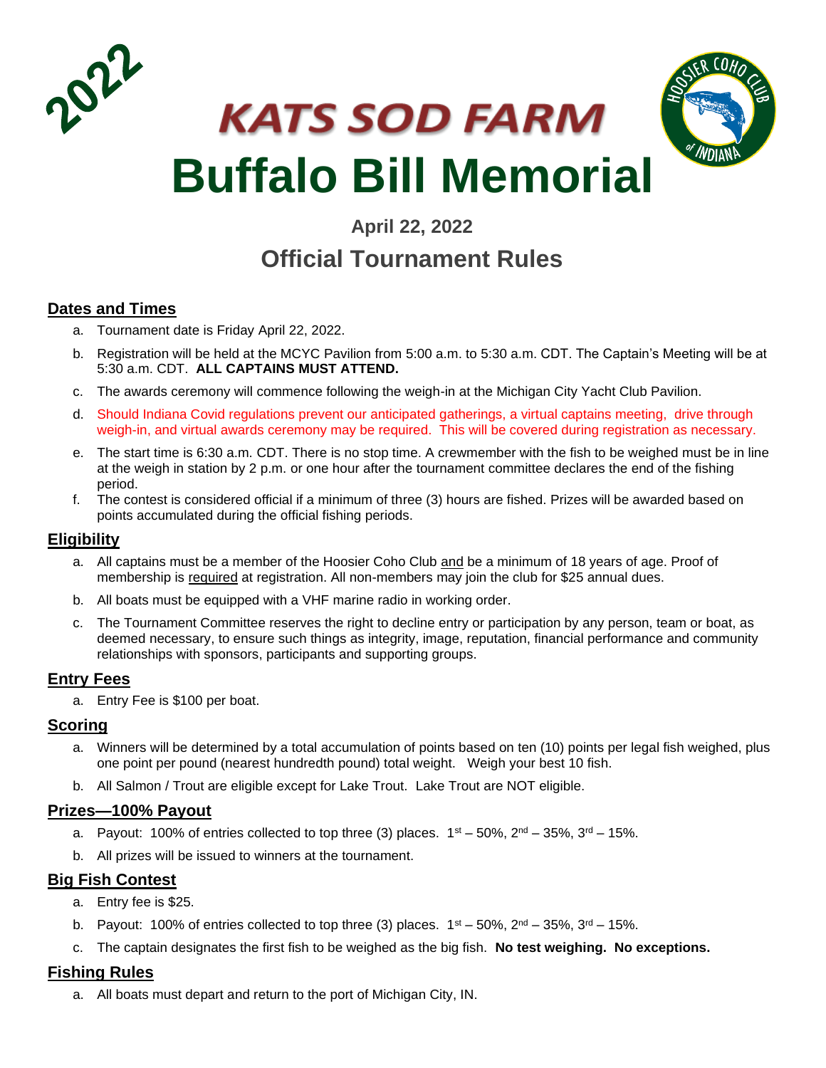2022

# KATS SOD FARM

# Buffalo Bill Memorial

### April 22, 2022

## Official Tournament Rules

### Dates and Times

a. Tournament date is Friday April 22, 2022.

b. Registration will be held at the MCYC Pavilion from 5:00 a.m. to 5:30 a.m. CDT. The Captain's Meeting will be at 5:30 a.m. CDT. **ALL CAPTAINS MUST ATTEND.**

c. The awards ceremony will commence following the weigh-in at the Michigan City Yacht Club Pavilion.

d. Should Indiana Covid regulations prevent our anticipated gatherings, a virtual captains meeting, drive through weigh-in, and virtual awards ceremony may be required. This will be covered during registration as necessary.

e. The start time is 6:30 a.m. CDT. There is no stop time. A crewmember with the fish to be weighed must be in line at the weigh in station by 2 p.m. or one hour after the tournament committee declares the end of the fishing period.

f. The contest is considered official if a minimum of three (3) hours are fished. Prizes will be awarded based on points accumulated during the official fishing periods.

### Eligibility

a. All captains must be a member of the Hoosier Coho Club and be a minimum of 18 years of age. Proof of membership is required at registration. All non-members may join the club for $25 annual dues.

b. All boats must be equipped with a VHF marine radio in working order.

c. The Tournament Committee reserves the right to decline entry or participation by any person, team or boat, as deemed necessary, to ensure such things as integrity, image, reputation, financial performance and community relationships with sponsors, participants and supporting groups.

### Entry Fees

a. Entry Fee is $100 per boat.

### Scoring

a. Winners will be determined by a total accumulation of points based on ten (10) points per legal fish weighed, plus one point per pound (nearest hundredth pound) total weight. Weigh your best 10 fish.

b. All Salmon / Trout are eligible except for Lake Trout. Lake Trout are NOT eligible.

### Prizes—100% Payout

a. Payout: 100% of entries collected to top three (3) places. 1st – 50%, 2nd – 35%, 3rd – 15%.

b. All prizes will be issued to winners at the tournament.

### Big Fish Contest

a. Entry fee is $25.

b. Payout: 100% of entries collected to top three (3) places. 1st – 50%, 2nd – 35%, 3rd – 15%.

c. The captain designates the first fish to be weighed as the big fish. **No test weighing. No exceptions.**

### Fishing Rules

a. All boats must depart and return to the port of Michigan City, IN.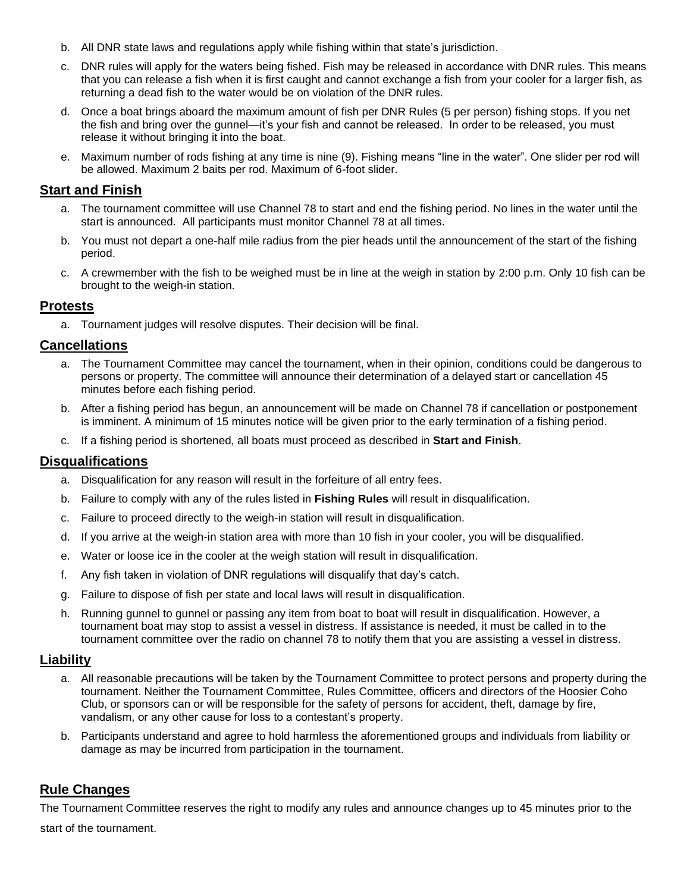b. All DNR state laws and regulations apply while fishing within that state's jurisdiction.

c. DNR rules will apply for the waters being fished. Fish may be released in accordance with DNR rules. This means that you can release a fish when it is first caught and cannot exchange a fish from your cooler for a larger fish, as returning a dead fish to the water would be on violation of the DNR rules.

d. Once a boat brings aboard the maximum amount of fish per DNR Rules (5 per person) fishing stops. If you net the fish and bring over the gunnel—it's your fish and cannot be released. In order to be released, you must release it without bringing it into the boat.

e. Maximum number of rods fishing at any time is nine (9). Fishing means "line in the water". One slider per rod will be allowed. Maximum 2 baits per rod. Maximum of 6-foot slider.

## Start and Finish

a. The tournament committee will use Channel 78 to start and end the fishing period. No lines in the water until the start is announced. All participants must monitor Channel 78 at all times.

b. You must not depart a one-half mile radius from the pier heads until the announcement of the start of the fishing period.

c. A crewmember with the fish to be weighed must be in line at the weigh in station by 2:00 p.m. Only 10 fish can be brought to the weigh-in station.

## Protests

a. Tournament judges will resolve disputes. Their decision will be final.

## Cancellations

a. The Tournament Committee may cancel the tournament, when in their opinion, conditions could be dangerous to persons or property. The committee will announce their determination of a delayed start or cancellation 45 minutes before each fishing period.

b. After a fishing period has begun, an announcement will be made on Channel 78 if cancellation or postponement is imminent. A minimum of 15 minutes notice will be given prior to the early termination of a fishing period.

c. If a fishing period is shortened, all boats must proceed as described in **Start and Finish**.

## Disqualifications

a. Disqualification for any reason will result in the forfeiture of all entry fees.

b. Failure to comply with any of the rules listed in **Fishing Rules** will result in disqualification.

c. Failure to proceed directly to the weigh-in station will result in disqualification.

d. If you arrive at the weigh-in station area with more than 10 fish in your cooler, you will be disqualified.

e. Water or loose ice in the cooler at the weigh station will result in disqualification.

f. Any fish taken in violation of DNR regulations will disqualify that day's catch.

g. Failure to dispose of fish per state and local laws will result in disqualification.

h. Running gunnel to gunnel or passing any item from boat to boat will result in disqualification. However, a tournament boat may stop to assist a vessel in distress. If assistance is needed, it must be called in to the tournament committee over the radio on channel 78 to notify them that you are assisting a vessel in distress.

## Liability

a. All reasonable precautions will be taken by the Tournament Committee to protect persons and property during the tournament. Neither the Tournament Committee, Rules Committee, officers and directors of the Hoosier Coho Club, or sponsors can or will be responsible for the safety of persons for accident, theft, damage by fire, vandalism, or any other cause for loss to a contestant's property.

b. Participants understand and agree to hold harmless the aforementioned groups and individuals from liability or damage as may be incurred from participation in the tournament.

## Rule Changes

The Tournament Committee reserves the right to modify any rules and announce changes up to 45 minutes prior to the start of the tournament.